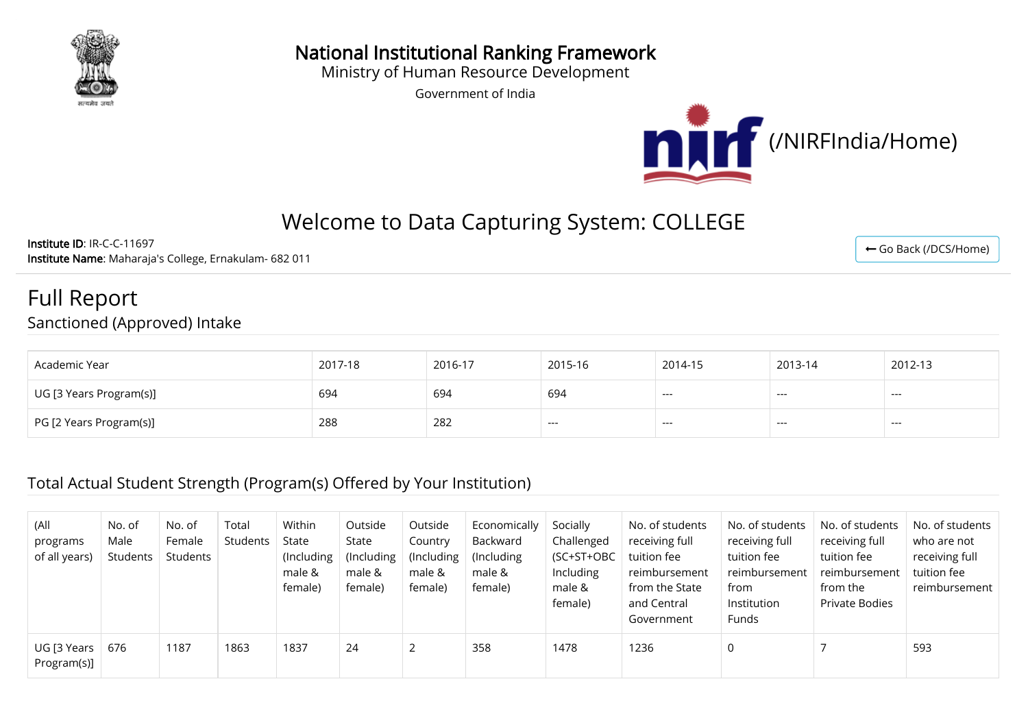# National Institutional Ranking Framework

Ministry of Human Resource Development

Government of India

(/NIRFIndia/Home)

## Welcome to Data Capturing System: COLLEGE

**Institute ID**: IR-C-C-11697

**Institute Name**: Maharaja's College, Ernakulam- 682 011

Go Back (/DCS/Home)

# Full Report

## Sanctioned (Approved) Intake

| Academic Year | 2017-18 | 2016-17 | 2015-16 | 2014-15 | 2013-14 | 2012-13 |
|---|---|---|---|---|---|---|
| UG [3 Years Program(s)] | 694 | 694 | 694 | --- | --- | --- |
| PG [2 Years Program(s)] | 288 | 282 | --- | --- | --- | --- |

## Total Actual Student Strength (Program(s) Offered by Your Institution)

| (All programs of all years) | No. of Male Students | No. of Female Students | Total Students | Within State (Including male & female) | Outside State (Including male & female) | Outside Country (Including male & female) | Economically Backward (Including male & female) | Socially Challenged (SC+ST+OBC Including male & female) | No. of students receiving full tuition fee reimbursement from the State and Central Government | No. of students receiving full tuition fee reimbursement from Institution Funds | No. of students receiving full tuition fee reimbursement from the Private Bodies | No. of students who are not receiving full tuition fee reimbursement |
|---|---|---|---|---|---|---|---|---|---|---|---|---|
| UG [3 Years Program(s)] | 676 | 1187 | 1863 | 1837 | 24 | 2 | 358 | 1478 | 1236 | 0 | 7 | 593 |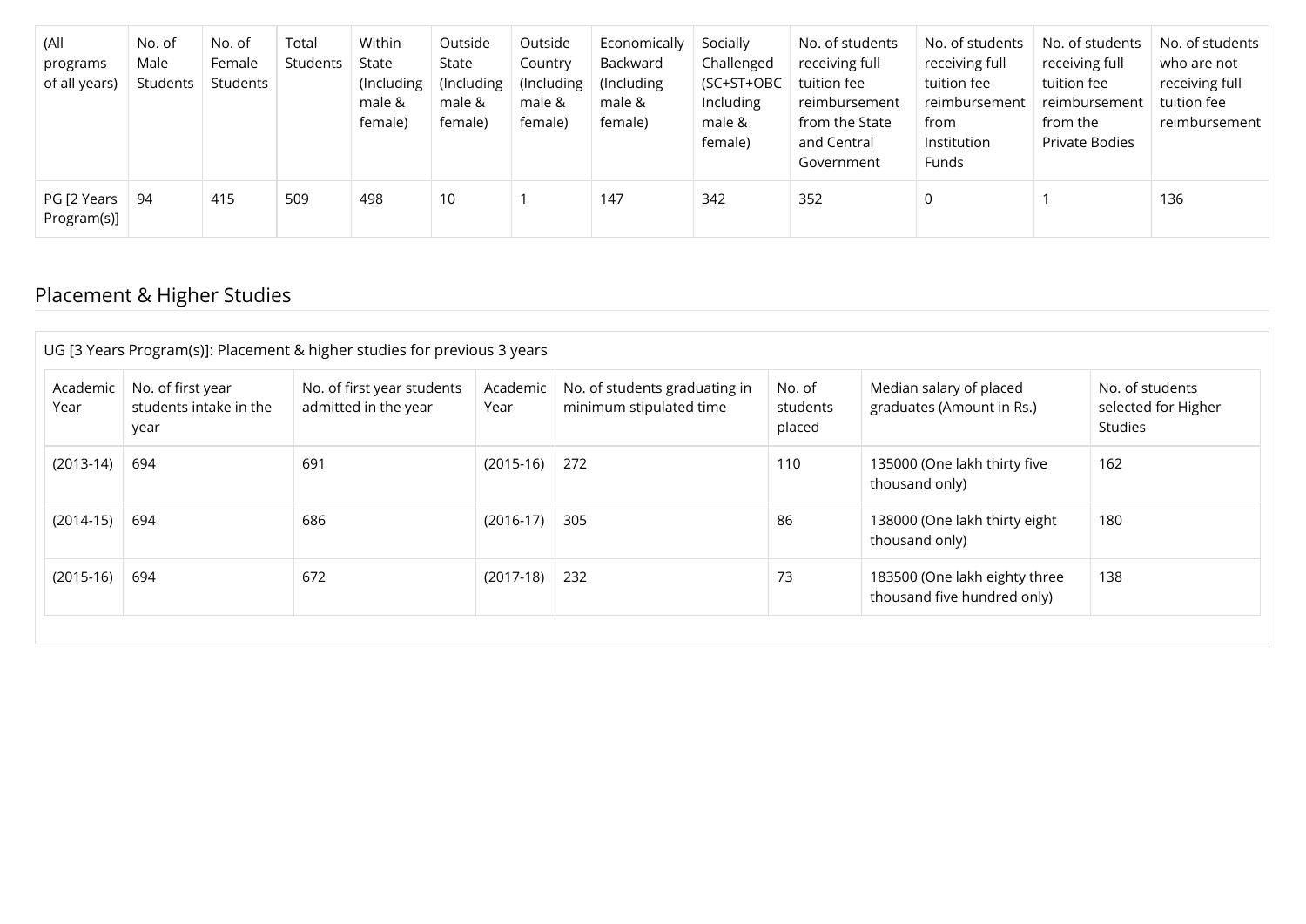| (All programs of all years) | No. of Male Students | No. of Female Students | Total Students | Within State (Including male & female) | Outside State (Including male & female) | Outside Country (Including male & female) | Economically Backward (Including male & female) | Socially Challenged (SC+ST+OBC Including male & female) | No. of students receiving full tuition fee reimbursement from the State and Central Government | No. of students receiving full tuition fee reimbursement from Institution Funds | No. of students receiving full tuition fee reimbursement from the Private Bodies | No. of students who are not receiving full tuition fee reimbursement |
|---|---|---|---|---|---|---|---|---|---|---|---|---|
| PG [2 Years Program(s)] | 94 | 415 | 509 | 498 | 10 | 1 | 147 | 342 | 352 | 0 | 1 | 136 |

## Placement & Higher Studies

UG [3 Years Program(s)]: Placement & higher studies for previous 3 years

| Academic Year | No. of first year students intake in the year | No. of first year students admitted in the year | Academic Year | No. of students graduating in minimum stipulated time | No. of students placed | Median salary of placed graduates (Amount in Rs.) | No. of students selected for Higher Studies |
|---|---|---|---|---|---|---|---|
| (2013-14) | 694 | 691 | (2015-16) | 272 | 110 | 135000 (One lakh thirty five thousand only) | 162 |
| (2014-15) | 694 | 686 | (2016-17) | 305 | 86 | 138000 (One lakh thirty eight thousand only) | 180 |
| (2015-16) | 694 | 672 | (2017-18) | 232 | 73 | 183500 (One lakh eighty three thousand five hundred only) | 138 |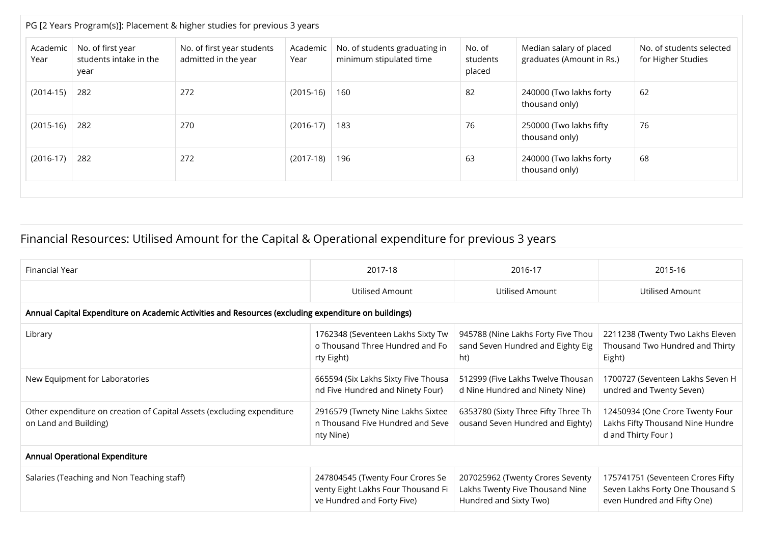PG [2 Years Program(s)]: Placement & higher studies for previous 3 years

| Academic Year | No. of first year students intake in the year | No. of first year students admitted in the year | Academic Year | No. of students graduating in minimum stipulated time | No. of students placed | Median salary of placed graduates (Amount in Rs.) | No. of students selected for Higher Studies |
|---|---|---|---|---|---|---|---|
| (2014-15) | 282 | 272 | (2015-16) | 160 | 82 | 240000 (Two lakhs forty thousand only) | 62 |
| (2015-16) | 282 | 270 | (2016-17) | 183 | 76 | 250000 (Two lakhs fifty thousand only) | 76 |
| (2016-17) | 282 | 272 | (2017-18) | 196 | 63 | 240000 (Two lakhs forty thousand only) | 68 |

## Financial Resources: Utilised Amount for the Capital & Operational expenditure for previous 3 years

| Financial Year | 2017-18 | 2016-17 | 2015-16 |
|---|---|---|---|
| | Utilised Amount | Utilised Amount | Utilised Amount |
| **Annual Capital Expenditure on Academic Activities and Resources (excluding expenditure on buildings)** | | | |
| Library | 1762348 (Seventeen Lakhs Sixty Two Thousand Three Hundred and Forty Eight) | 945788 (Nine Lakhs Forty Five Thousand Seven Hundred and Eighty Eight) | 2211238 (Twenty Two Lakhs Eleven Thousand Two Hundred and Thirty Eight) |
| New Equipment for Laboratories | 665594 (Six Lakhs Sixty Five Thousand Five Hundred and Ninety Four) | 512999 (Five Lakhs Twelve Thousand Nine Hundred and Ninety Nine) | 1700727 (Seventeen Lakhs Seven Hundred and Twenty Seven) |
| Other expenditure on creation of Capital Assets (excluding expenditure on Land and Building) | 2916579 (Twnety Nine Lakhs Sixteen Thousand Five Hundred and Seventy Nine) | 6353780 (Sixty Three Fifty Three Thousand Seven Hundred and Eighty) | 12450934 (One Crore Twenty Four Lakhs Fifty Thousand Nine Hundred and Thirty Four ) |
| **Annual Operational Expenditure** | | | |
| Salaries (Teaching and Non Teaching staff) | 247804545 (Twenty Four Crores Seventy Eight Lakhs Four Thousand Five Hundred and Forty Five) | 207025962 (Twenty Crores Seventy Lakhs Twenty Five Thousand Nine Hundred and Sixty Two) | 175741751 (Seventeen Crores Fifty Seven Lakhs Forty One Thousand Seven Hundred and Fifty One) |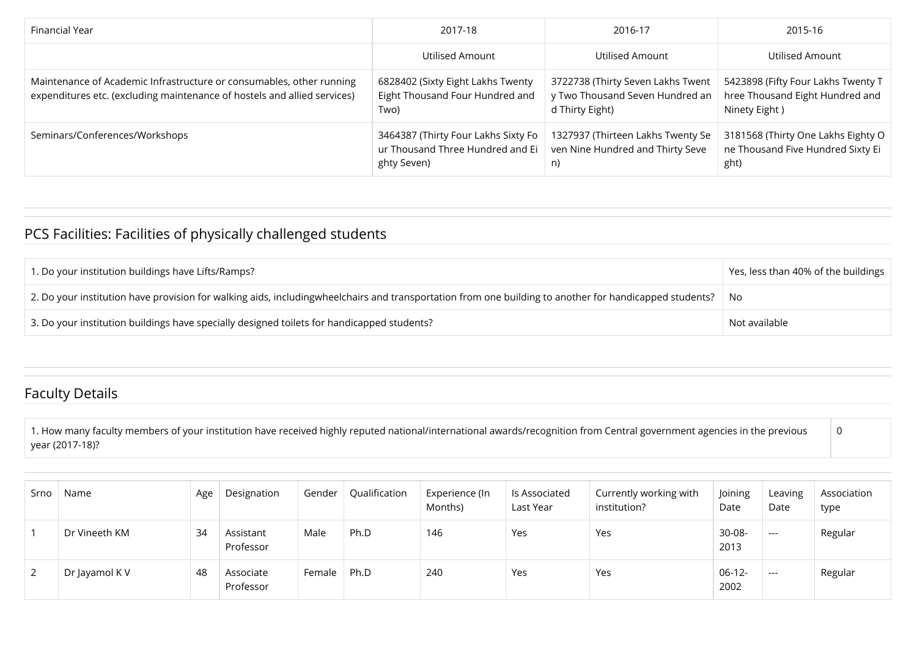| Financial Year | 2017-18 | 2016-17 | 2015-16 |
|---|---|---|---|
| | Utilised Amount | Utilised Amount | Utilised Amount |
| Maintenance of Academic Infrastructure or consumables, other running expenditures etc. (excluding maintenance of hostels and allied services) | 6828402 (Sixty Eight Lakhs Twenty Eight Thousand Four Hundred and Two) | 3722738 (Thirty Seven Lakhs Twenty Two Thousand Seven Hundred and Thirty Eight) | 5423898 (Fifty Four Lakhs Twenty Three Thousand Eight Hundred and Ninety Eight ) |
| Seminars/Conferences/Workshops | 3464387 (Thirty Four Lakhs Sixty Four Thousand Three Hundred and Eighty Seven) | 1327937 (Thirteen Lakhs Twenty Seven Nine Hundred and Thirty Seven) | 3181568 (Thirty One Lakhs Eighty One Thousand Five Hundred Sixty Eight) |

## PCS Facilities: Facilities of physically challenged students

| | |
|---|---|
| 1. Do your institution buildings have Lifts/Ramps? | Yes, less than 40% of the buildings |
| 2. Do your institution have provision for walking aids, includingwheelchairs and transportation from one building to another for handicapped students? | No |
| 3. Do your institution buildings have specially designed toilets for handicapped students? | Not available |

## Faculty Details

| | |
|---|---|
| 1. How many faculty members of your institution have received highly reputed national/international awards/recognition from Central government agencies in the previous year (2017-18)? | 0 |

| Srno | Name | Age | Designation | Gender | Qualification | Experience (In Months) | Is Associated Last Year | Currently working with institution? | Joining Date | Leaving Date | Association type |
|---|---|---|---|---|---|---|---|---|---|---|---|
| 1 | Dr Vineeth KM | 34 | Assistant Professor | Male | Ph.D | 146 | Yes | Yes | 30-08-2013 | --- | Regular |
| 2 | Dr Jayamol K V | 48 | Associate Professor | Female | Ph.D | 240 | Yes | Yes | 06-12-2002 | --- | Regular |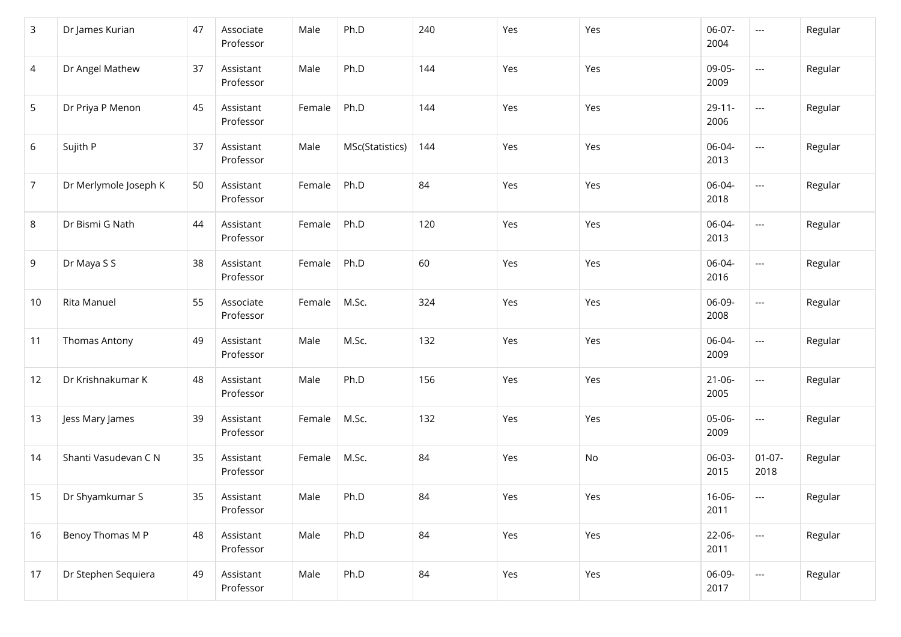| 3 | Dr James Kurian | 47 | Associate Professor | Male | Ph.D | 240 | Yes | Yes | 06-07-2004 | --- | Regular |
|---|---|---|---|---|---|---|---|---|---|---|---|
| 4 | Dr Angel Mathew | 37 | Assistant Professor | Male | Ph.D | 144 | Yes | Yes | 09-05-2009 | --- | Regular |
| 5 | Dr Priya P Menon | 45 | Assistant Professor | Female | Ph.D | 144 | Yes | Yes | 29-11-2006 | --- | Regular |
| 6 | Sujith P | 37 | Assistant Professor | Male | MSc(Statistics) | 144 | Yes | Yes | 06-04-2013 | --- | Regular |
| 7 | Dr Merlymole Joseph K | 50 | Assistant Professor | Female | Ph.D | 84 | Yes | Yes | 06-04-2018 | --- | Regular |
| 8 | Dr Bismi G Nath | 44 | Assistant Professor | Female | Ph.D | 120 | Yes | Yes | 06-04-2013 | --- | Regular |
| 9 | Dr Maya S S | 38 | Assistant Professor | Female | Ph.D | 60 | Yes | Yes | 06-04-2016 | --- | Regular |
| 10 | Rita Manuel | 55 | Associate Professor | Female | M.Sc. | 324 | Yes | Yes | 06-09-2008 | --- | Regular |
| 11 | Thomas Antony | 49 | Assistant Professor | Male | M.Sc. | 132 | Yes | Yes | 06-04-2009 | --- | Regular |
| 12 | Dr Krishnakumar K | 48 | Assistant Professor | Male | Ph.D | 156 | Yes | Yes | 21-06-2005 | --- | Regular |
| 13 | Jess Mary James | 39 | Assistant Professor | Female | M.Sc. | 132 | Yes | Yes | 05-06-2009 | --- | Regular |
| 14 | Shanti Vasudevan C N | 35 | Assistant Professor | Female | M.Sc. | 84 | Yes | No | 06-03-2015 | 01-07-2018 | Regular |
| 15 | Dr Shyamkumar S | 35 | Assistant Professor | Male | Ph.D | 84 | Yes | Yes | 16-06-2011 | --- | Regular |
| 16 | Benoy Thomas M P | 48 | Assistant Professor | Male | Ph.D | 84 | Yes | Yes | 22-06-2011 | --- | Regular |
| 17 | Dr Stephen Sequiera | 49 | Assistant Professor | Male | Ph.D | 84 | Yes | Yes | 06-09-2017 | --- | Regular |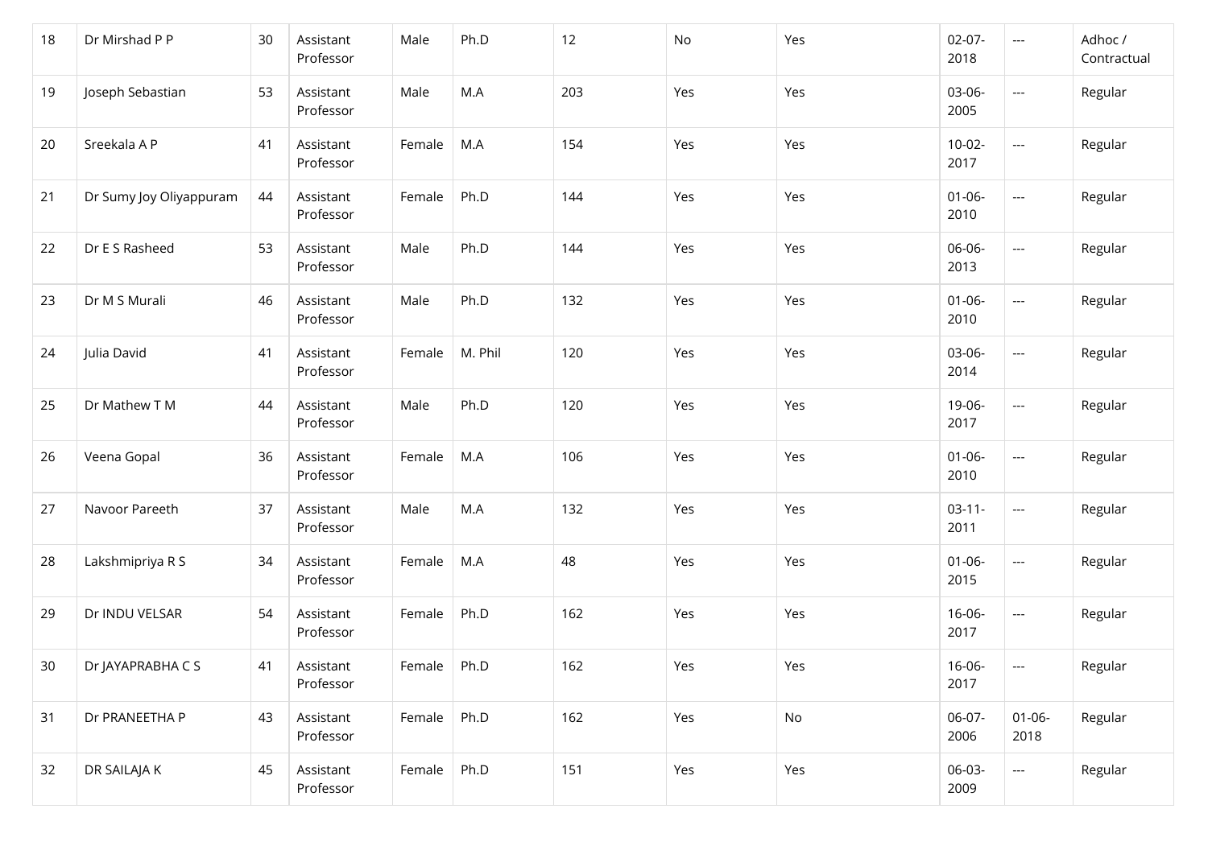| 18 | Dr Mirshad P P | 30 | Assistant Professor | Male | Ph.D | 12 | No | Yes | 02-07-2018 | --- | Adhoc / Contractual |
|---|---|---|---|---|---|---|---|---|---|---|---|
| 19 | Joseph Sebastian | 53 | Assistant Professor | Male | M.A | 203 | Yes | Yes | 03-06-2005 | --- | Regular |
| 20 | Sreekala A P | 41 | Assistant Professor | Female | M.A | 154 | Yes | Yes | 10-02-2017 | --- | Regular |
| 21 | Dr Sumy Joy Oliyappuram | 44 | Assistant Professor | Female | Ph.D | 144 | Yes | Yes | 01-06-2010 | --- | Regular |
| 22 | Dr E S Rasheed | 53 | Assistant Professor | Male | Ph.D | 144 | Yes | Yes | 06-06-2013 | --- | Regular |
| 23 | Dr M S Murali | 46 | Assistant Professor | Male | Ph.D | 132 | Yes | Yes | 01-06-2010 | --- | Regular |
| 24 | Julia David | 41 | Assistant Professor | Female | M. Phil | 120 | Yes | Yes | 03-06-2014 | --- | Regular |
| 25 | Dr Mathew T M | 44 | Assistant Professor | Male | Ph.D | 120 | Yes | Yes | 19-06-2017 | --- | Regular |
| 26 | Veena Gopal | 36 | Assistant Professor | Female | M.A | 106 | Yes | Yes | 01-06-2010 | --- | Regular |
| 27 | Navoor Pareeth | 37 | Assistant Professor | Male | M.A | 132 | Yes | Yes | 03-11-2011 | --- | Regular |
| 28 | Lakshmipriya R S | 34 | Assistant Professor | Female | M.A | 48 | Yes | Yes | 01-06-2015 | --- | Regular |
| 29 | Dr INDU VELSAR | 54 | Assistant Professor | Female | Ph.D | 162 | Yes | Yes | 16-06-2017 | --- | Regular |
| 30 | Dr JAYAPRABHA C S | 41 | Assistant Professor | Female | Ph.D | 162 | Yes | Yes | 16-06-2017 | --- | Regular |
| 31 | Dr PRANEETHA P | 43 | Assistant Professor | Female | Ph.D | 162 | Yes | No | 06-07-2006 | 01-06-2018 | Regular |
| 32 | DR SAILAJA K | 45 | Assistant Professor | Female | Ph.D | 151 | Yes | Yes | 06-03-2009 | --- | Regular |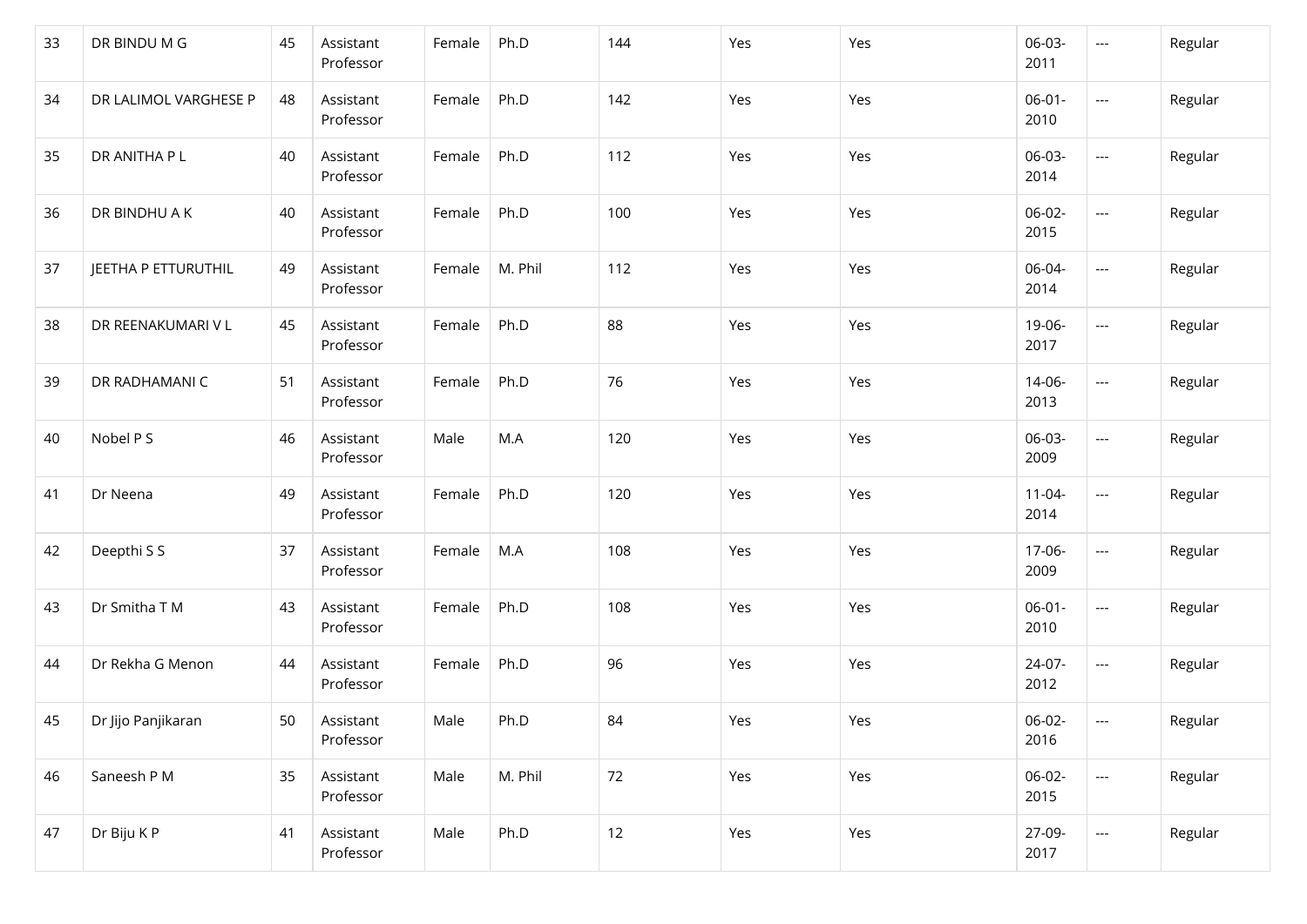| 33 | DR BINDU M G | 45 | Assistant Professor | Female | Ph.D | 144 | Yes | Yes | 06-03-2011 | --- | Regular |
|---|---|---|---|---|---|---|---|---|---|---|---|
| 34 | DR LALIMOL VARGHESE P | 48 | Assistant Professor | Female | Ph.D | 142 | Yes | Yes | 06-01-2010 | --- | Regular |
| 35 | DR ANITHA P L | 40 | Assistant Professor | Female | Ph.D | 112 | Yes | Yes | 06-03-2014 | --- | Regular |
| 36 | DR BINDHU A K | 40 | Assistant Professor | Female | Ph.D | 100 | Yes | Yes | 06-02-2015 | --- | Regular |
| 37 | JEETHA P ETTURUTHIL | 49 | Assistant Professor | Female | M. Phil | 112 | Yes | Yes | 06-04-2014 | --- | Regular |
| 38 | DR REENAKUMARI V L | 45 | Assistant Professor | Female | Ph.D | 88 | Yes | Yes | 19-06-2017 | --- | Regular |
| 39 | DR RADHAMANI C | 51 | Assistant Professor | Female | Ph.D | 76 | Yes | Yes | 14-06-2013 | --- | Regular |
| 40 | Nobel P S | 46 | Assistant Professor | Male | M.A | 120 | Yes | Yes | 06-03-2009 | --- | Regular |
| 41 | Dr Neena | 49 | Assistant Professor | Female | Ph.D | 120 | Yes | Yes | 11-04-2014 | --- | Regular |
| 42 | Deepthi S S | 37 | Assistant Professor | Female | M.A | 108 | Yes | Yes | 17-06-2009 | --- | Regular |
| 43 | Dr Smitha T M | 43 | Assistant Professor | Female | Ph.D | 108 | Yes | Yes | 06-01-2010 | --- | Regular |
| 44 | Dr Rekha G Menon | 44 | Assistant Professor | Female | Ph.D | 96 | Yes | Yes | 24-07-2012 | --- | Regular |
| 45 | Dr Jijo Panjikaran | 50 | Assistant Professor | Male | Ph.D | 84 | Yes | Yes | 06-02-2016 | --- | Regular |
| 46 | Saneesh P M | 35 | Assistant Professor | Male | M. Phil | 72 | Yes | Yes | 06-02-2015 | --- | Regular |
| 47 | Dr Biju K P | 41 | Assistant Professor | Male | Ph.D | 12 | Yes | Yes | 27-09-2017 | --- | Regular |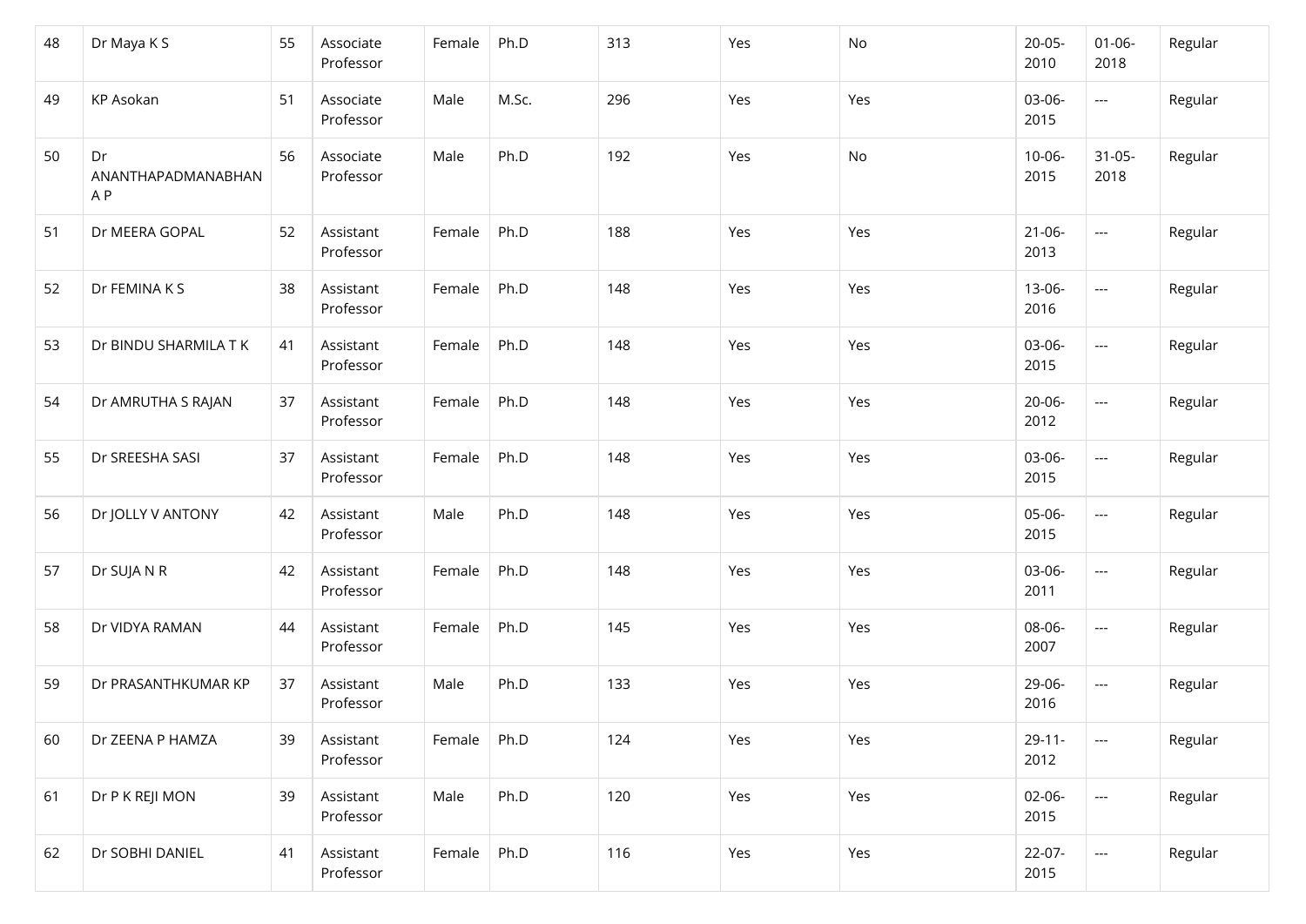| | | | | | | | | | | | |
|---|---|---|---|---|---|---|---|---|---|---|---|
| 48 | Dr Maya K S | 55 | Associate Professor | Female | Ph.D | 313 | Yes | No | 20-05-2010 | 01-06-2018 | Regular |
| 49 | KP Asokan | 51 | Associate Professor | Male | M.Sc. | 296 | Yes | Yes | 03-06-2015 | --- | Regular |
| 50 | Dr ANANTHAPADMANABHAN A P | 56 | Associate Professor | Male | Ph.D | 192 | Yes | No | 10-06-2015 | 31-05-2018 | Regular |
| 51 | Dr MEERA GOPAL | 52 | Assistant Professor | Female | Ph.D | 188 | Yes | Yes | 21-06-2013 | --- | Regular |
| 52 | Dr FEMINA K S | 38 | Assistant Professor | Female | Ph.D | 148 | Yes | Yes | 13-06-2016 | --- | Regular |
| 53 | Dr BINDU SHARMILA T K | 41 | Assistant Professor | Female | Ph.D | 148 | Yes | Yes | 03-06-2015 | --- | Regular |
| 54 | Dr AMRUTHA S RAJAN | 37 | Assistant Professor | Female | Ph.D | 148 | Yes | Yes | 20-06-2012 | --- | Regular |
| 55 | Dr SREESHA SASI | 37 | Assistant Professor | Female | Ph.D | 148 | Yes | Yes | 03-06-2015 | --- | Regular |
| 56 | Dr JOLLY V ANTONY | 42 | Assistant Professor | Male | Ph.D | 148 | Yes | Yes | 05-06-2015 | --- | Regular |
| 57 | Dr SUJA N R | 42 | Assistant Professor | Female | Ph.D | 148 | Yes | Yes | 03-06-2011 | --- | Regular |
| 58 | Dr VIDYA RAMAN | 44 | Assistant Professor | Female | Ph.D | 145 | Yes | Yes | 08-06-2007 | --- | Regular |
| 59 | Dr PRASANTHKUMAR KP | 37 | Assistant Professor | Male | Ph.D | 133 | Yes | Yes | 29-06-2016 | --- | Regular |
| 60 | Dr ZEENA P HAMZA | 39 | Assistant Professor | Female | Ph.D | 124 | Yes | Yes | 29-11-2012 | --- | Regular |
| 61 | Dr P K REJI MON | 39 | Assistant Professor | Male | Ph.D | 120 | Yes | Yes | 02-06-2015 | --- | Regular |
| 62 | Dr SOBHI DANIEL | 41 | Assistant Professor | Female | Ph.D | 116 | Yes | Yes | 22-07-2015 | --- | Regular |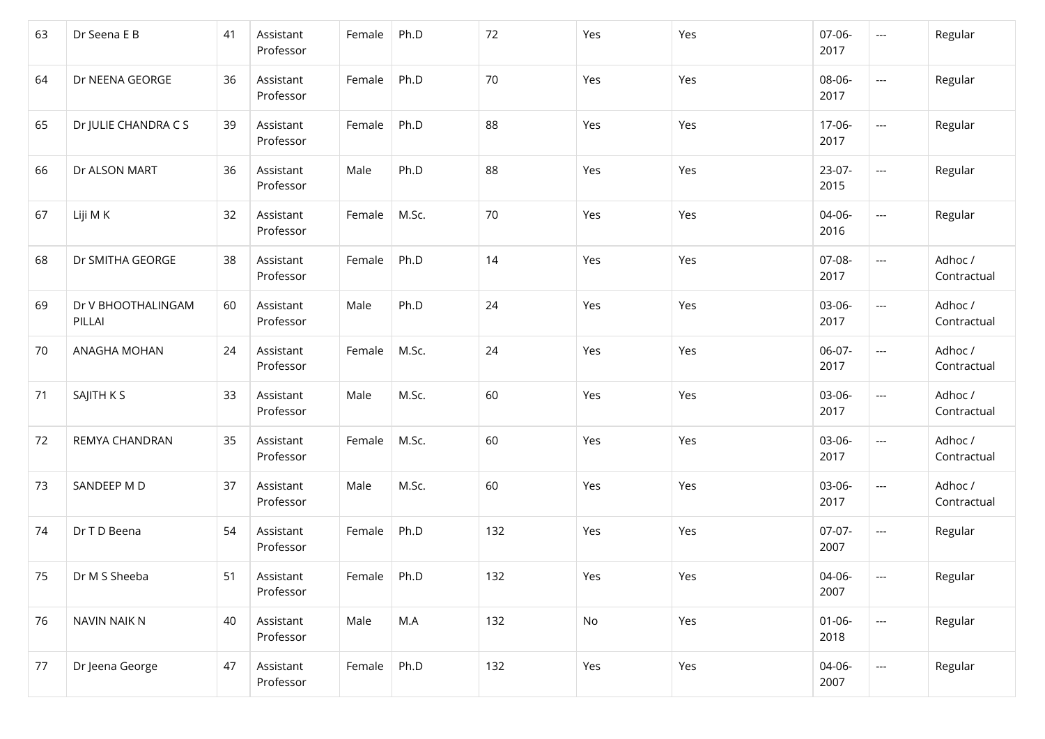| 63 | Dr Seena E B | 41 | Assistant Professor | Female | Ph.D | 72 | Yes | Yes | 07-06-2017 | --- | Regular |
|---|---|---|---|---|---|---|---|---|---|---|---|
| 64 | Dr NEENA GEORGE | 36 | Assistant Professor | Female | Ph.D | 70 | Yes | Yes | 08-06-2017 | --- | Regular |
| 65 | Dr JULIE CHANDRA C S | 39 | Assistant Professor | Female | Ph.D | 88 | Yes | Yes | 17-06-2017 | --- | Regular |
| 66 | Dr ALSON MART | 36 | Assistant Professor | Male | Ph.D | 88 | Yes | Yes | 23-07-2015 | --- | Regular |
| 67 | Liji M K | 32 | Assistant Professor | Female | M.Sc. | 70 | Yes | Yes | 04-06-2016 | --- | Regular |
| 68 | Dr SMITHA GEORGE | 38 | Assistant Professor | Female | Ph.D | 14 | Yes | Yes | 07-08-2017 | --- | Adhoc / Contractual |
| 69 | Dr V BHOOTHALINGAM PILLAI | 60 | Assistant Professor | Male | Ph.D | 24 | Yes | Yes | 03-06-2017 | --- | Adhoc / Contractual |
| 70 | ANAGHA MOHAN | 24 | Assistant Professor | Female | M.Sc. | 24 | Yes | Yes | 06-07-2017 | --- | Adhoc / Contractual |
| 71 | SAJITH K S | 33 | Assistant Professor | Male | M.Sc. | 60 | Yes | Yes | 03-06-2017 | --- | Adhoc / Contractual |
| 72 | REMYA CHANDRAN | 35 | Assistant Professor | Female | M.Sc. | 60 | Yes | Yes | 03-06-2017 | --- | Adhoc / Contractual |
| 73 | SANDEEP M D | 37 | Assistant Professor | Male | M.Sc. | 60 | Yes | Yes | 03-06-2017 | --- | Adhoc / Contractual |
| 74 | Dr T D Beena | 54 | Assistant Professor | Female | Ph.D | 132 | Yes | Yes | 07-07-2007 | --- | Regular |
| 75 | Dr M S Sheeba | 51 | Assistant Professor | Female | Ph.D | 132 | Yes | Yes | 04-06-2007 | --- | Regular |
| 76 | NAVIN NAIK N | 40 | Assistant Professor | Male | M.A | 132 | No | Yes | 01-06-2018 | --- | Regular |
| 77 | Dr Jeena George | 47 | Assistant Professor | Female | Ph.D | 132 | Yes | Yes | 04-06-2007 | --- | Regular |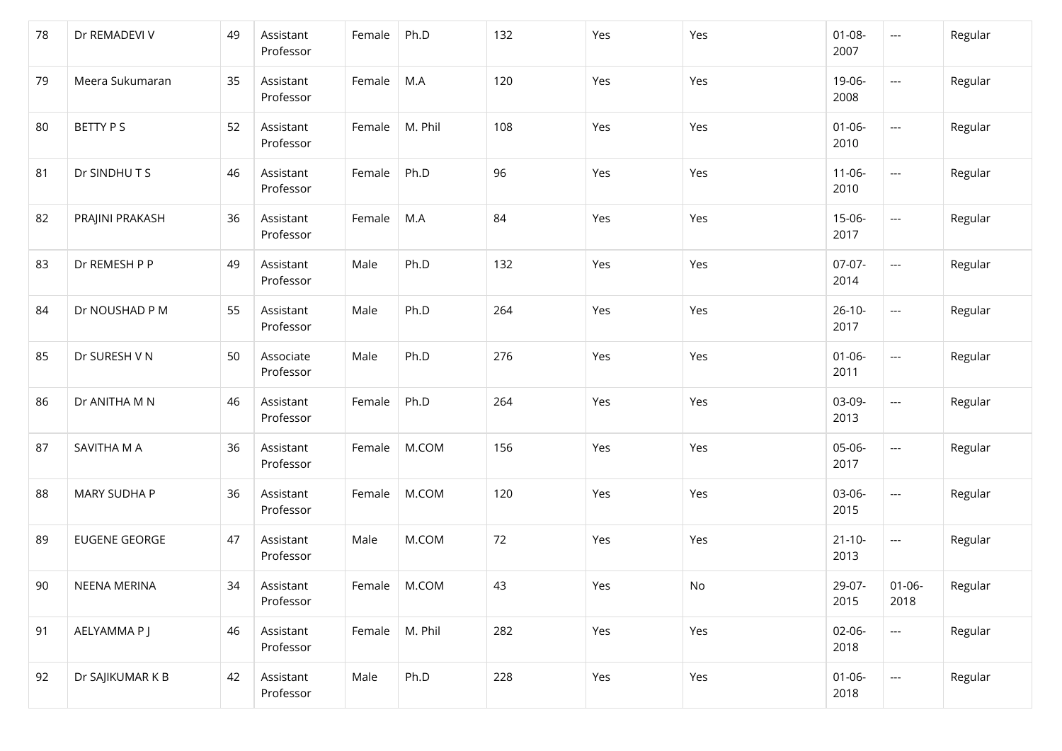| 78 | Dr REMADEVI V | 49 | Assistant Professor | Female | Ph.D | 132 | Yes | Yes | 01-08-2007 | --- | Regular |
|---|---|---|---|---|---|---|---|---|---|---|---|
| 79 | Meera Sukumaran | 35 | Assistant Professor | Female | M.A | 120 | Yes | Yes | 19-06-2008 | --- | Regular |
| 80 | BETTY P S | 52 | Assistant Professor | Female | M. Phil | 108 | Yes | Yes | 01-06-2010 | --- | Regular |
| 81 | Dr SINDHU T S | 46 | Assistant Professor | Female | Ph.D | 96 | Yes | Yes | 11-06-2010 | --- | Regular |
| 82 | PRAJINI PRAKASH | 36 | Assistant Professor | Female | M.A | 84 | Yes | Yes | 15-06-2017 | --- | Regular |
| 83 | Dr REMESH P P | 49 | Assistant Professor | Male | Ph.D | 132 | Yes | Yes | 07-07-2014 | --- | Regular |
| 84 | Dr NOUSHAD P M | 55 | Assistant Professor | Male | Ph.D | 264 | Yes | Yes | 26-10-2017 | --- | Regular |
| 85 | Dr SURESH V N | 50 | Associate Professor | Male | Ph.D | 276 | Yes | Yes | 01-06-2011 | --- | Regular |
| 86 | Dr ANITHA M N | 46 | Assistant Professor | Female | Ph.D | 264 | Yes | Yes | 03-09-2013 | --- | Regular |
| 87 | SAVITHA M A | 36 | Assistant Professor | Female | M.COM | 156 | Yes | Yes | 05-06-2017 | --- | Regular |
| 88 | MARY SUDHA P | 36 | Assistant Professor | Female | M.COM | 120 | Yes | Yes | 03-06-2015 | --- | Regular |
| 89 | EUGENE GEORGE | 47 | Assistant Professor | Male | M.COM | 72 | Yes | Yes | 21-10-2013 | --- | Regular |
| 90 | NEENA MERINA | 34 | Assistant Professor | Female | M.COM | 43 | Yes | No | 29-07-2015 | 01-06-2018 | Regular |
| 91 | AELYAMMA P J | 46 | Assistant Professor | Female | M. Phil | 282 | Yes | Yes | 02-06-2018 | --- | Regular |
| 92 | Dr SAJIKUMAR K B | 42 | Assistant Professor | Male | Ph.D | 228 | Yes | Yes | 01-06-2018 | --- | Regular |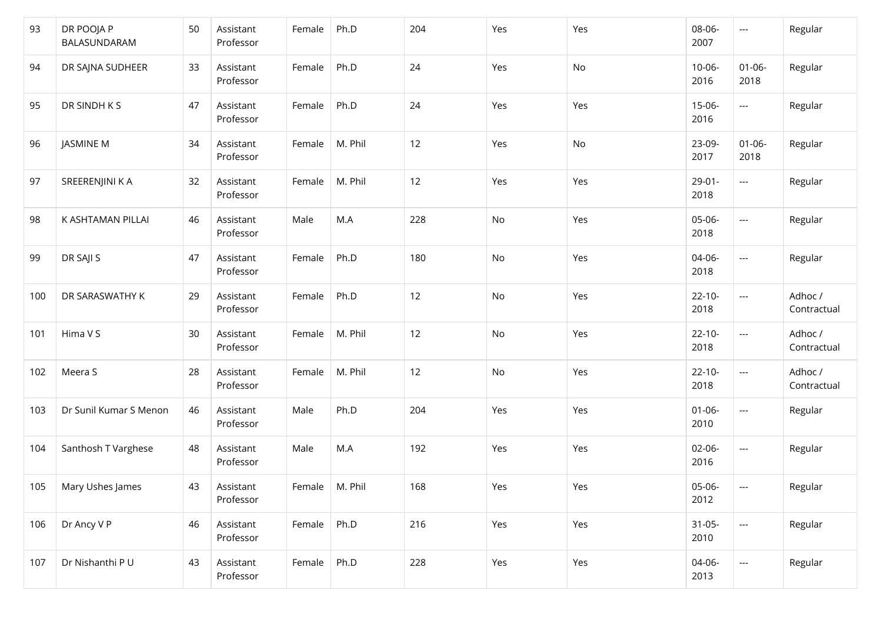| 93 | DR POOJA P BALASUNDARAM | 50 | Assistant Professor | Female | Ph.D | 204 | Yes | Yes | 08-06-2007 | --- | Regular |
|---|---|---|---|---|---|---|---|---|---|---|---|
| 94 | DR SAJNA SUDHEER | 33 | Assistant Professor | Female | Ph.D | 24 | Yes | No | 10-06-2016 | 01-06-2018 | Regular |
| 95 | DR SINDH K S | 47 | Assistant Professor | Female | Ph.D | 24 | Yes | Yes | 15-06-2016 | --- | Regular |
| 96 | JASMINE M | 34 | Assistant Professor | Female | M. Phil | 12 | Yes | No | 23-09-2017 | 01-06-2018 | Regular |
| 97 | SREERENJINI K A | 32 | Assistant Professor | Female | M. Phil | 12 | Yes | Yes | 29-01-2018 | --- | Regular |
| 98 | K ASHTAMAN PILLAI | 46 | Assistant Professor | Male | M.A | 228 | No | Yes | 05-06-2018 | --- | Regular |
| 99 | DR SAJI S | 47 | Assistant Professor | Female | Ph.D | 180 | No | Yes | 04-06-2018 | --- | Regular |
| 100 | DR SARASWATHY K | 29 | Assistant Professor | Female | Ph.D | 12 | No | Yes | 22-10-2018 | --- | Adhoc / Contractual |
| 101 | Hima V S | 30 | Assistant Professor | Female | M. Phil | 12 | No | Yes | 22-10-2018 | --- | Adhoc / Contractual |
| 102 | Meera S | 28 | Assistant Professor | Female | M. Phil | 12 | No | Yes | 22-10-2018 | --- | Adhoc / Contractual |
| 103 | Dr Sunil Kumar S Menon | 46 | Assistant Professor | Male | Ph.D | 204 | Yes | Yes | 01-06-2010 | --- | Regular |
| 104 | Santhosh T Varghese | 48 | Assistant Professor | Male | M.A | 192 | Yes | Yes | 02-06-2016 | --- | Regular |
| 105 | Mary Ushes James | 43 | Assistant Professor | Female | M. Phil | 168 | Yes | Yes | 05-06-2012 | --- | Regular |
| 106 | Dr Ancy V P | 46 | Assistant Professor | Female | Ph.D | 216 | Yes | Yes | 31-05-2010 | --- | Regular |
| 107 | Dr Nishanthi P U | 43 | Assistant Professor | Female | Ph.D | 228 | Yes | Yes | 04-06-2013 | --- | Regular |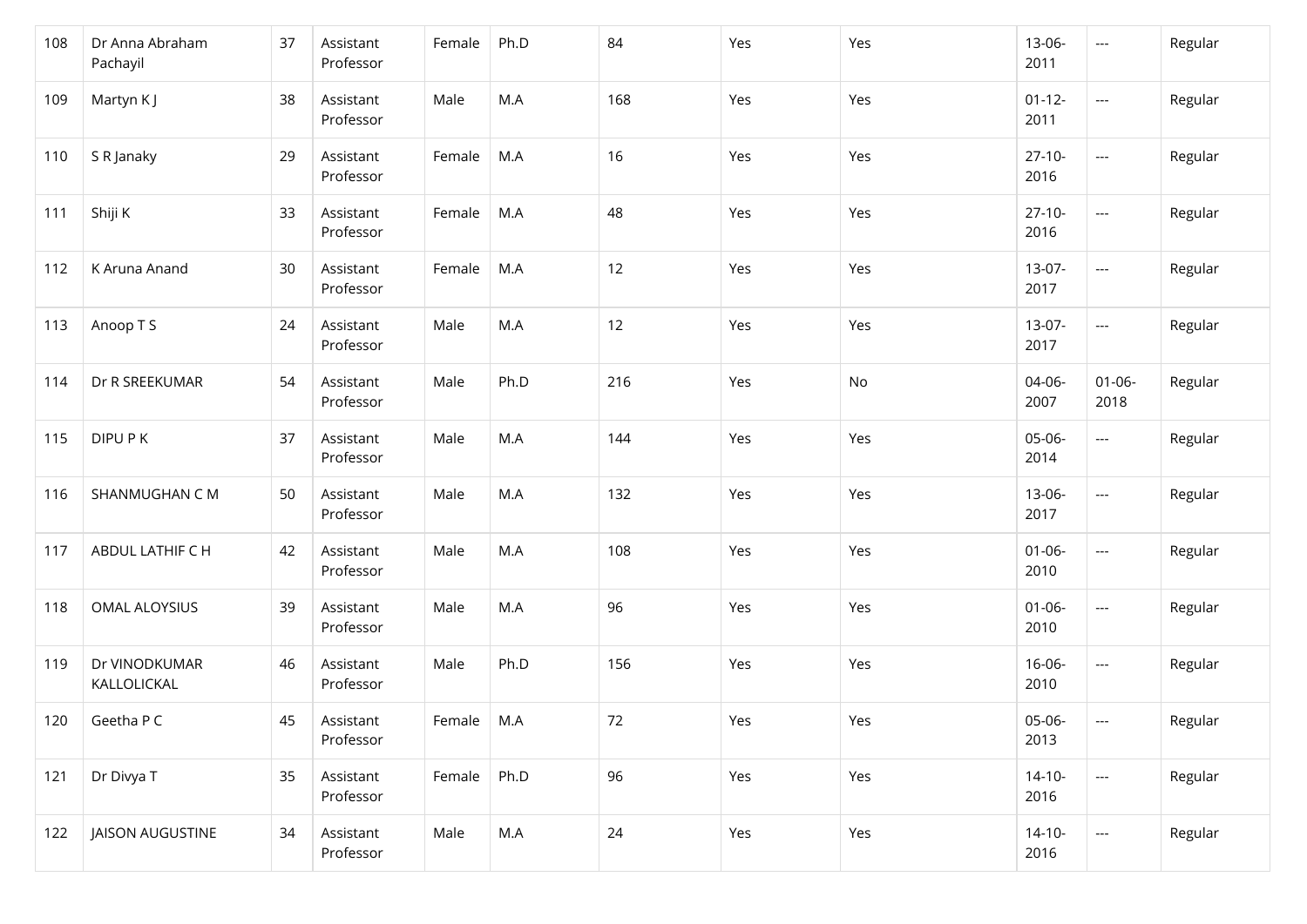| 108 | Dr Anna Abraham Pachayil | 37 | Assistant Professor | Female | Ph.D | 84 | Yes | Yes | 13-06-2011 | --- | Regular |
|---|---|---|---|---|---|---|---|---|---|---|---|
| 109 | Martyn K J | 38 | Assistant Professor | Male | M.A | 168 | Yes | Yes | 01-12-2011 | --- | Regular |
| 110 | S R Janaky | 29 | Assistant Professor | Female | M.A | 16 | Yes | Yes | 27-10-2016 | --- | Regular |
| 111 | Shiji K | 33 | Assistant Professor | Female | M.A | 48 | Yes | Yes | 27-10-2016 | --- | Regular |
| 112 | K Aruna Anand | 30 | Assistant Professor | Female | M.A | 12 | Yes | Yes | 13-07-2017 | --- | Regular |
| 113 | Anoop T S | 24 | Assistant Professor | Male | M.A | 12 | Yes | Yes | 13-07-2017 | --- | Regular |
| 114 | Dr R SREEKUMAR | 54 | Assistant Professor | Male | Ph.D | 216 | Yes | No | 04-06-2007 | 01-06-2018 | Regular |
| 115 | DIPU P K | 37 | Assistant Professor | Male | M.A | 144 | Yes | Yes | 05-06-2014 | --- | Regular |
| 116 | SHANMUGHAN C M | 50 | Assistant Professor | Male | M.A | 132 | Yes | Yes | 13-06-2017 | --- | Regular |
| 117 | ABDUL LATHIF C H | 42 | Assistant Professor | Male | M.A | 108 | Yes | Yes | 01-06-2010 | --- | Regular |
| 118 | OMAL ALOYSIUS | 39 | Assistant Professor | Male | M.A | 96 | Yes | Yes | 01-06-2010 | --- | Regular |
| 119 | Dr VINODKUMAR KALLOLICKAL | 46 | Assistant Professor | Male | Ph.D | 156 | Yes | Yes | 16-06-2010 | --- | Regular |
| 120 | Geetha P C | 45 | Assistant Professor | Female | M.A | 72 | Yes | Yes | 05-06-2013 | --- | Regular |
| 121 | Dr Divya T | 35 | Assistant Professor | Female | Ph.D | 96 | Yes | Yes | 14-10-2016 | --- | Regular |
| 122 | JAISON AUGUSTINE | 34 | Assistant Professor | Male | M.A | 24 | Yes | Yes | 14-10-2016 | --- | Regular |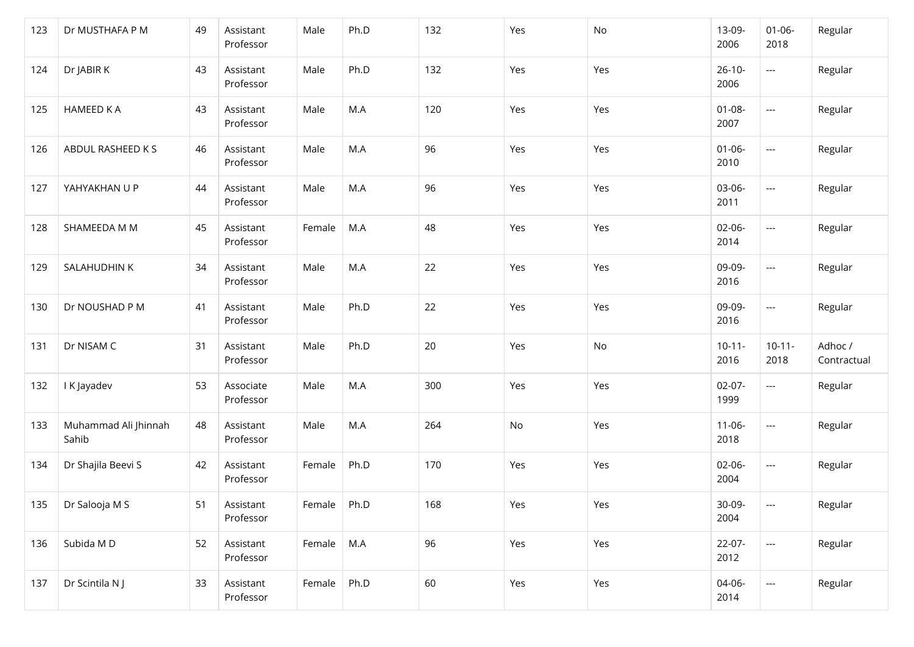| | | | | | | | | | | | |
|---|---|---|---|---|---|---|---|---|---|---|---|
| 123 | Dr MUSTHAFA P M | 49 | Assistant Professor | Male | Ph.D | 132 | Yes | No | 13-09-2006 | 01-06-2018 | Regular |
| 124 | Dr JABIR K | 43 | Assistant Professor | Male | Ph.D | 132 | Yes | Yes | 26-10-2006 | --- | Regular |
| 125 | HAMEED K A | 43 | Assistant Professor | Male | M.A | 120 | Yes | Yes | 01-08-2007 | --- | Regular |
| 126 | ABDUL RASHEED K S | 46 | Assistant Professor | Male | M.A | 96 | Yes | Yes | 01-06-2010 | --- | Regular |
| 127 | YAHYAKHAN U P | 44 | Assistant Professor | Male | M.A | 96 | Yes | Yes | 03-06-2011 | --- | Regular |
| 128 | SHAMEEDA M M | 45 | Assistant Professor | Female | M.A | 48 | Yes | Yes | 02-06-2014 | --- | Regular |
| 129 | SALAHUDHIN K | 34 | Assistant Professor | Male | M.A | 22 | Yes | Yes | 09-09-2016 | --- | Regular |
| 130 | Dr NOUSHAD P M | 41 | Assistant Professor | Male | Ph.D | 22 | Yes | Yes | 09-09-2016 | --- | Regular |
| 131 | Dr NISAM C | 31 | Assistant Professor | Male | Ph.D | 20 | Yes | No | 10-11-2016 | 10-11-2018 | Adhoc / Contractual |
| 132 | I K Jayadev | 53 | Associate Professor | Male | M.A | 300 | Yes | Yes | 02-07-1999 | --- | Regular |
| 133 | Muhammad Ali Jhinnah Sahib | 48 | Assistant Professor | Male | M.A | 264 | No | Yes | 11-06-2018 | --- | Regular |
| 134 | Dr Shajila Beevi S | 42 | Assistant Professor | Female | Ph.D | 170 | Yes | Yes | 02-06-2004 | --- | Regular |
| 135 | Dr Salooja M S | 51 | Assistant Professor | Female | Ph.D | 168 | Yes | Yes | 30-09-2004 | --- | Regular |
| 136 | Subida M D | 52 | Assistant Professor | Female | M.A | 96 | Yes | Yes | 22-07-2012 | --- | Regular |
| 137 | Dr Scintila N J | 33 | Assistant Professor | Female | Ph.D | 60 | Yes | Yes | 04-06-2014 | --- | Regular |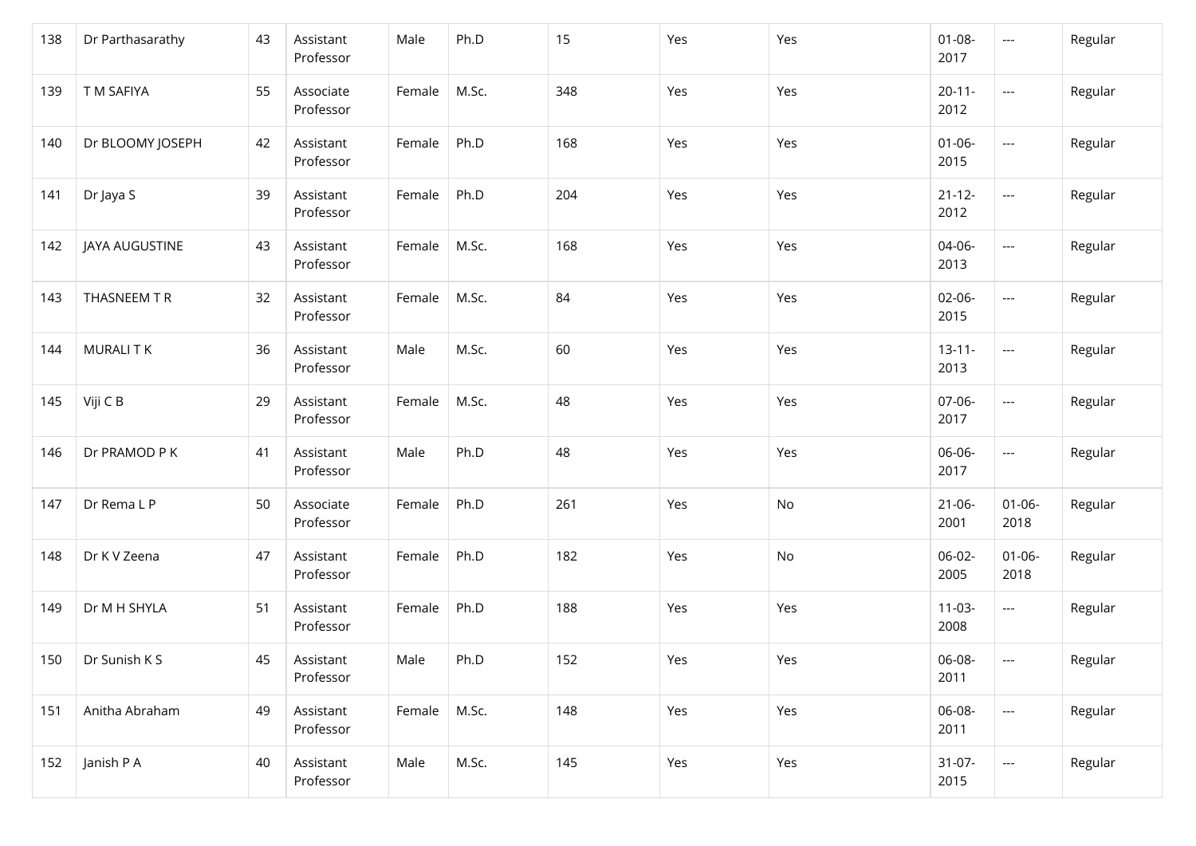| 138 | Dr Parthasarathy | 43 | Assistant Professor | Male | Ph.D | 15 | Yes | Yes | 01-08-2017 | --- | Regular |
|---|---|---|---|---|---|---|---|---|---|---|---|
| 139 | T M SAFIYA | 55 | Associate Professor | Female | M.Sc. | 348 | Yes | Yes | 20-11-2012 | --- | Regular |
| 140 | Dr BLOOMY JOSEPH | 42 | Assistant Professor | Female | Ph.D | 168 | Yes | Yes | 01-06-2015 | --- | Regular |
| 141 | Dr Jaya S | 39 | Assistant Professor | Female | Ph.D | 204 | Yes | Yes | 21-12-2012 | --- | Regular |
| 142 | JAYA AUGUSTINE | 43 | Assistant Professor | Female | M.Sc. | 168 | Yes | Yes | 04-06-2013 | --- | Regular |
| 143 | THASNEEM T R | 32 | Assistant Professor | Female | M.Sc. | 84 | Yes | Yes | 02-06-2015 | --- | Regular |
| 144 | MURALI T K | 36 | Assistant Professor | Male | M.Sc. | 60 | Yes | Yes | 13-11-2013 | --- | Regular |
| 145 | Viji C B | 29 | Assistant Professor | Female | M.Sc. | 48 | Yes | Yes | 07-06-2017 | --- | Regular |
| 146 | Dr PRAMOD P K | 41 | Assistant Professor | Male | Ph.D | 48 | Yes | Yes | 06-06-2017 | --- | Regular |
| 147 | Dr Rema L P | 50 | Associate Professor | Female | Ph.D | 261 | Yes | No | 21-06-2001 | 01-06-2018 | Regular |
| 148 | Dr K V Zeena | 47 | Assistant Professor | Female | Ph.D | 182 | Yes | No | 06-02-2005 | 01-06-2018 | Regular |
| 149 | Dr M H SHYLA | 51 | Assistant Professor | Female | Ph.D | 188 | Yes | Yes | 11-03-2008 | --- | Regular |
| 150 | Dr Sunish K S | 45 | Assistant Professor | Male | Ph.D | 152 | Yes | Yes | 06-08-2011 | --- | Regular |
| 151 | Anitha Abraham | 49 | Assistant Professor | Female | M.Sc. | 148 | Yes | Yes | 06-08-2011 | --- | Regular |
| 152 | Janish P A | 40 | Assistant Professor | Male | M.Sc. | 145 | Yes | Yes | 31-07-2015 | --- | Regular |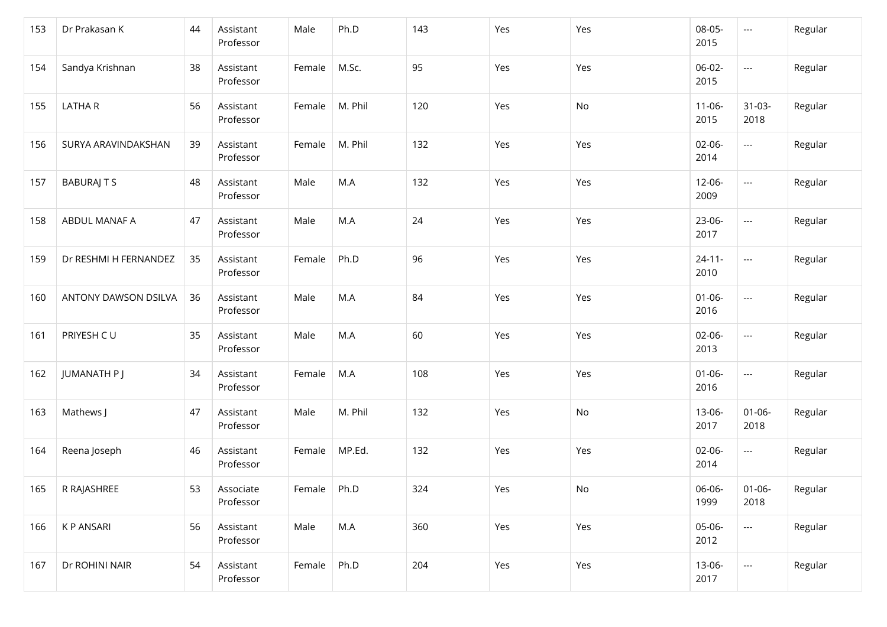| 153 | Dr Prakasan K | 44 | Assistant Professor | Male | Ph.D | 143 | Yes | Yes | 08-05-2015 | --- | Regular |
|---|---|---|---|---|---|---|---|---|---|---|---|
| 154 | Sandya Krishnan | 38 | Assistant Professor | Female | M.Sc. | 95 | Yes | Yes | 06-02-2015 | --- | Regular |
| 155 | LATHA R | 56 | Assistant Professor | Female | M. Phil | 120 | Yes | No | 11-06-2015 | 31-03-2018 | Regular |
| 156 | SURYA ARAVINDAKSHAN | 39 | Assistant Professor | Female | M. Phil | 132 | Yes | Yes | 02-06-2014 | --- | Regular |
| 157 | BABURAJ T S | 48 | Assistant Professor | Male | M.A | 132 | Yes | Yes | 12-06-2009 | --- | Regular |
| 158 | ABDUL MANAF A | 47 | Assistant Professor | Male | M.A | 24 | Yes | Yes | 23-06-2017 | --- | Regular |
| 159 | Dr RESHMI H FERNANDEZ | 35 | Assistant Professor | Female | Ph.D | 96 | Yes | Yes | 24-11-2010 | --- | Regular |
| 160 | ANTONY DAWSON DSILVA | 36 | Assistant Professor | Male | M.A | 84 | Yes | Yes | 01-06-2016 | --- | Regular |
| 161 | PRIYESH C U | 35 | Assistant Professor | Male | M.A | 60 | Yes | Yes | 02-06-2013 | --- | Regular |
| 162 | JUMANATH P J | 34 | Assistant Professor | Female | M.A | 108 | Yes | Yes | 01-06-2016 | --- | Regular |
| 163 | Mathews J | 47 | Assistant Professor | Male | M. Phil | 132 | Yes | No | 13-06-2017 | 01-06-2018 | Regular |
| 164 | Reena Joseph | 46 | Assistant Professor | Female | MP.Ed. | 132 | Yes | Yes | 02-06-2014 | --- | Regular |
| 165 | R RAJASHREE | 53 | Associate Professor | Female | Ph.D | 324 | Yes | No | 06-06-1999 | 01-06-2018 | Regular |
| 166 | K P ANSARI | 56 | Assistant Professor | Male | M.A | 360 | Yes | Yes | 05-06-2012 | --- | Regular |
| 167 | Dr ROHINI NAIR | 54 | Assistant Professor | Female | Ph.D | 204 | Yes | Yes | 13-06-2017 | --- | Regular |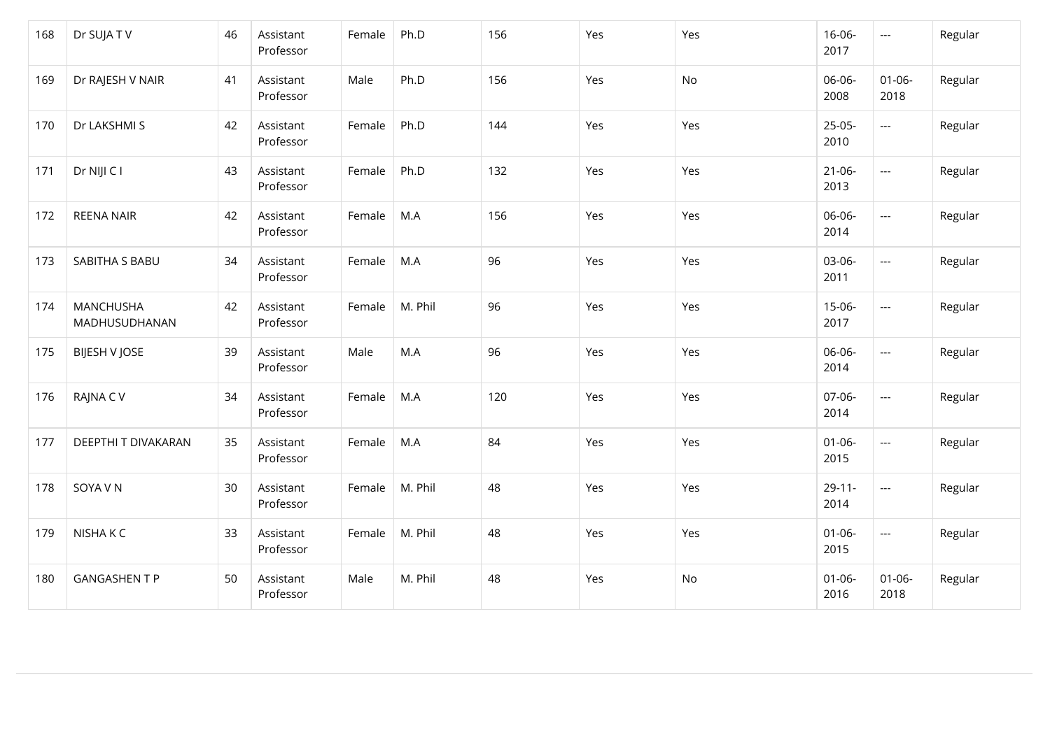| | | | | | | | | | | | |
|---|---|---|---|---|---|---|---|---|---|---|---|
| 168 | Dr SUJA T V | 46 | Assistant Professor | Female | Ph.D | 156 | Yes | Yes | 16-06-2017 | --- | Regular |
| 169 | Dr RAJESH V NAIR | 41 | Assistant Professor | Male | Ph.D | 156 | Yes | No | 06-06-2008 | 01-06-2018 | Regular |
| 170 | Dr LAKSHMI S | 42 | Assistant Professor | Female | Ph.D | 144 | Yes | Yes | 25-05-2010 | --- | Regular |
| 171 | Dr NIJI C I | 43 | Assistant Professor | Female | Ph.D | 132 | Yes | Yes | 21-06-2013 | --- | Regular |
| 172 | REENA NAIR | 42 | Assistant Professor | Female | M.A | 156 | Yes | Yes | 06-06-2014 | --- | Regular |
| 173 | SABITHA S BABU | 34 | Assistant Professor | Female | M.A | 96 | Yes | Yes | 03-06-2011 | --- | Regular |
| 174 | MANCHUSHA MADHUSUDHANAN | 42 | Assistant Professor | Female | M. Phil | 96 | Yes | Yes | 15-06-2017 | --- | Regular |
| 175 | BIJESH V JOSE | 39 | Assistant Professor | Male | M.A | 96 | Yes | Yes | 06-06-2014 | --- | Regular |
| 176 | RAJNA C V | 34 | Assistant Professor | Female | M.A | 120 | Yes | Yes | 07-06-2014 | --- | Regular |
| 177 | DEEPTHI T DIVAKARAN | 35 | Assistant Professor | Female | M.A | 84 | Yes | Yes | 01-06-2015 | --- | Regular |
| 178 | SOYA V N | 30 | Assistant Professor | Female | M. Phil | 48 | Yes | Yes | 29-11-2014 | --- | Regular |
| 179 | NISHA K C | 33 | Assistant Professor | Female | M. Phil | 48 | Yes | Yes | 01-06-2015 | --- | Regular |
| 180 | GANGASHEN T P | 50 | Assistant Professor | Male | M. Phil | 48 | Yes | No | 01-06-2016 | 01-06-2018 | Regular |